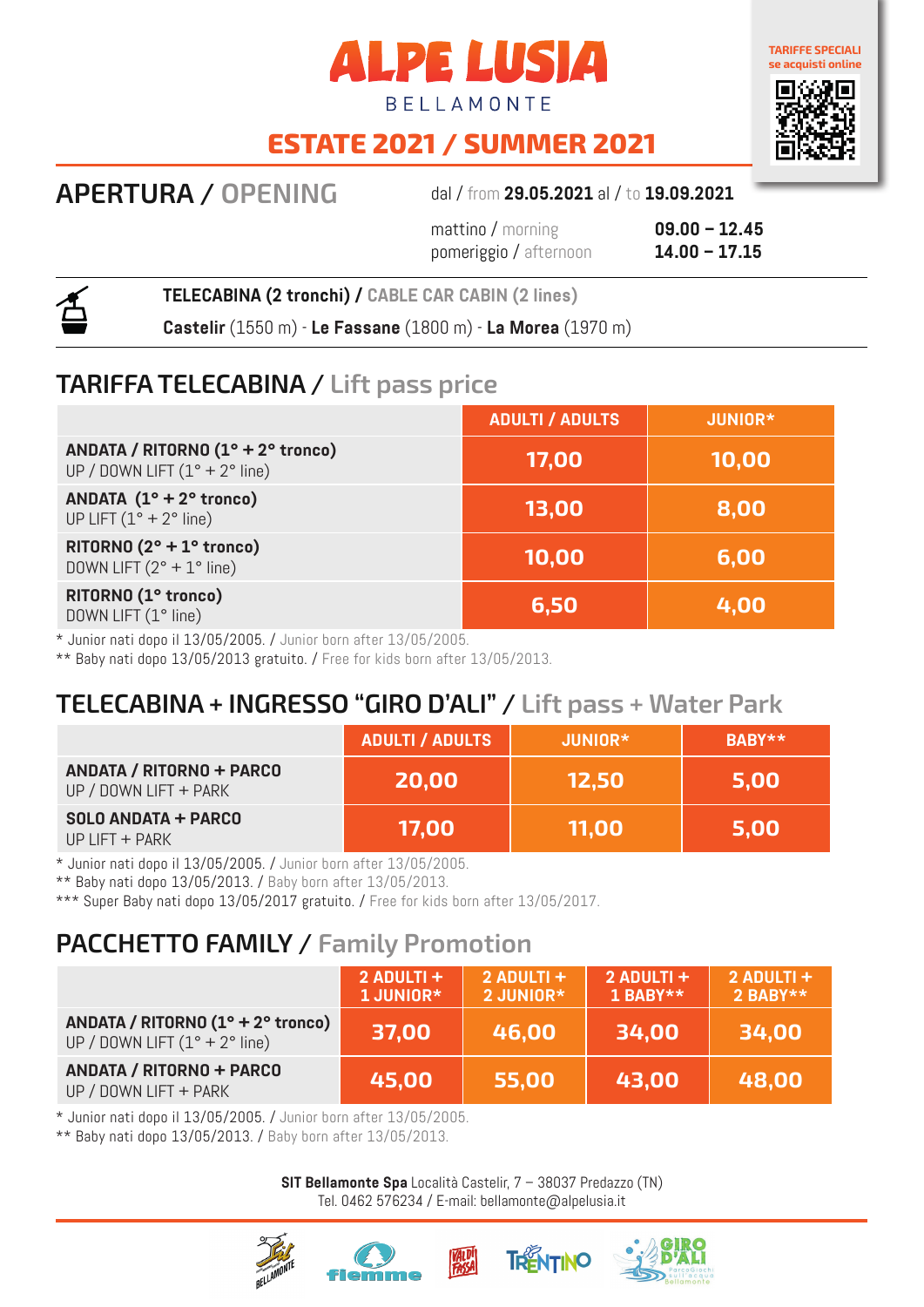# ALPE LUSIA

BELLAMONTE

## ESTATE 2021 / SUMMER 2021

TARIFFE SPECIALI se acquisti online

## APERTURA / OPENING

dal / from **29.05.2021** al / to **19.09.2021**

| | |
|---|---|
| mattino / morning | **09.00 – 12.45** |
| pomeriggio / afternoon | **14.00 – 17.15** |

**TELECABINA (2 tronchi) / CABLE CAR CABIN (2 lines)**

**Castelir** (1550 m) - **Le Fassane** (1800 m) - **La Morea** (1970 m)

## TARIFFA TELECABINA / Lift pass price

| | ADULTI / ADULTS | JUNIOR* |
|---|---|---|
| **ANDATA / RITORNO (1° + 2° tronco)** UP / DOWN LIFT (1° + 2° line) | 17,00 | 10,00 |
| **ANDATA (1° + 2° tronco)** UP LIFT (1° + 2° line) | 13,00 | 8,00 |
| **RITORNO (2° + 1° tronco)** DOWN LIFT (2° + 1° line) | 10,00 | 6,00 |
| **RITORNO (1° tronco)** DOWN LIFT (1° line) | 6,50 | 4,00 |

\* Junior nati dopo il 13/05/2005. / Junior born after 13/05/2005.

** Baby nati dopo 13/05/2013 gratuito. / Free for kids born after 13/05/2013.

## TELECABINA + INGRESSO "GIRO D'ALI" / Lift pass + Water Park

| | ADULTI / ADULTS | JUNIOR* | BABY** |
|---|---|---|---|
| **ANDATA / RITORNO + PARCO** UP / DOWN LIFT + PARK | 20,00 | 12,50 | 5,00 |
| **SOLO ANDATA + PARCO** UP LIFT + PARK | 17,00 | 11,00 | 5,00 |

\* Junior nati dopo il 13/05/2005. / Junior born after 13/05/2005.

** Baby nati dopo 13/05/2013. / Baby born after 13/05/2013.

*** Super Baby nati dopo 13/05/2017 gratuito. / Free for kids born after 13/05/2017.

## PACCHETTO FAMILY / Family Promotion

| | 2 ADULTI + 1 JUNIOR* | 2 ADULTI + 2 JUNIOR* | 2 ADULTI + 1 BABY** | 2 ADULTI + 2 BABY** |
|---|---|---|---|---|
| **ANDATA / RITORNO (1° + 2° tronco)** UP / DOWN LIFT (1° + 2° line) | 37,00 | 46,00 | 34,00 | 34,00 |
| **ANDATA / RITORNO + PARCO** UP / DOWN LIFT + PARK | 45,00 | 55,00 | 43,00 | 48,00 |

\* Junior nati dopo il 13/05/2005. / Junior born after 13/05/2005.

** Baby nati dopo 13/05/2013. / Baby born after 13/05/2013.

**SIT Bellamonte Spa** Località Castelir, 7 – 38037 Predazzo (TN)
Tel. 0462 576234 / E-mail: bellamonte@alpelusia.it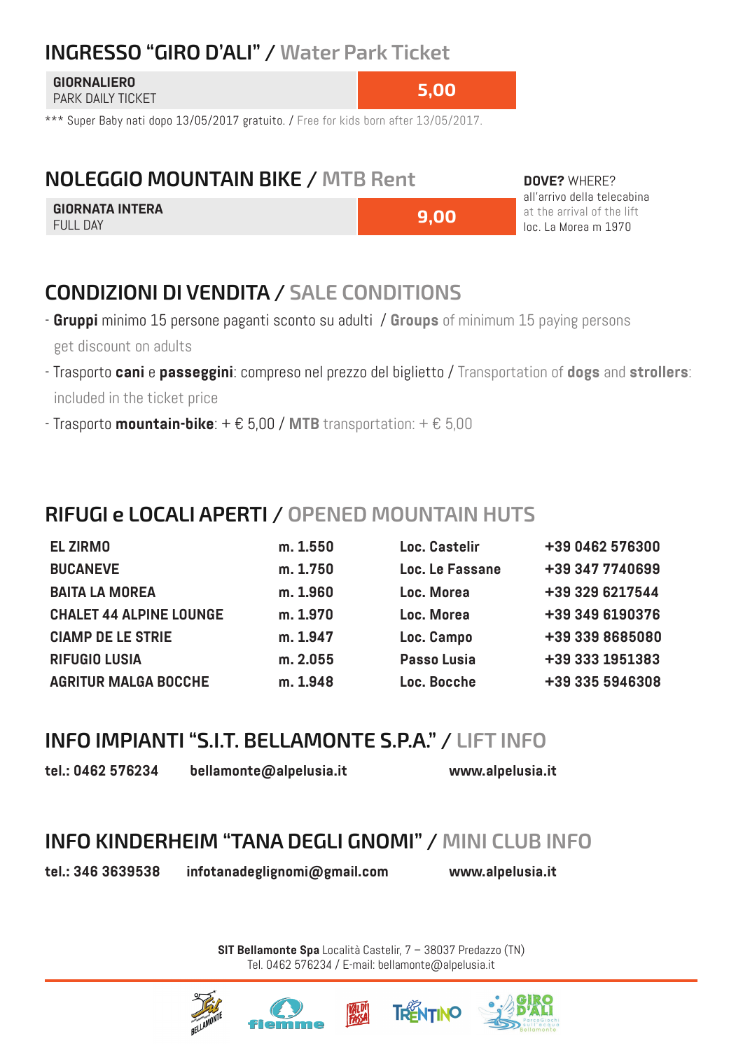## INGRESSO "GIRO D'ALI" / Water Park Ticket

| | |
|---|---|
| **GIORNALIERO** PARK DAILY TICKET | 5,00 |

*** Super Baby nati dopo 13/05/2017 gratuito. / Free for kids born after 13/05/2017.

## NOLEGGIO MOUNTAIN BIKE / MTB Rent

| | |
|---|---|
| **GIORNATA INTERA** FULL DAY | 9,00 |

**DOVE?** WHERE?
all'arrivo della telecabina
at the arrival of the lift
loc. La Morea m 1970

## CONDIZIONI DI VENDITA / SALE CONDITIONS

- **Gruppi** minimo 15 persone paganti sconto su adulti / **Groups** of minimum 15 paying persons get discount on adults
- Trasporto **cani** e **passeggini**: compreso nel prezzo del biglietto / Transportation of **dogs** and **strollers**: included in the ticket price
- Trasporto **mountain-bike**: + € 5,00 / **MTB** transportation: + € 5,00

## RIFUGI e LOCALI APERTI / OPENED MOUNTAIN HUTS

| | | | |
|---|---|---|---|
| **EL ZIRMO** | **m. 1.550** | **Loc. Castelir** | **+39 0462 576300** |
| **BUCANEVE** | **m. 1.750** | **Loc. Le Fassane** | **+39 347 7740699** |
| **BAITA LA MOREA** | **m. 1.960** | **Loc. Morea** | **+39 329 6217544** |
| **CHALET 44 ALPINE LOUNGE** | **m. 1.970** | **Loc. Morea** | **+39 349 6190376** |
| **CIAMP DE LE STRIE** | **m. 1.947** | **Loc. Campo** | **+39 339 8685080** |
| **RIFUGIO LUSIA** | **m. 2.055** | **Passo Lusia** | **+39 333 1951383** |
| **AGRITUR MALGA BOCCHE** | **m. 1.948** | **Loc. Bocche** | **+39 335 5946308** |

## INFO IMPIANTI "S.I.T. BELLAMONTE S.P.A." / LIFT INFO

**tel.: 0462 576234** **bellamonte@alpelusia.it** **www.alpelusia.it**

## INFO KINDERHEIM "TANA DEGLI GNOMI" / MINI CLUB INFO

**tel.: 346 3639538** **infotanadeglignomi@gmail.com** **www.alpelusia.it**

**SIT Bellamonte Spa** Località Castelir, 7 – 38037 Predazzo (TN)
Tel. 0462 576234 / E-mail: bellamonte@alpelusia.it